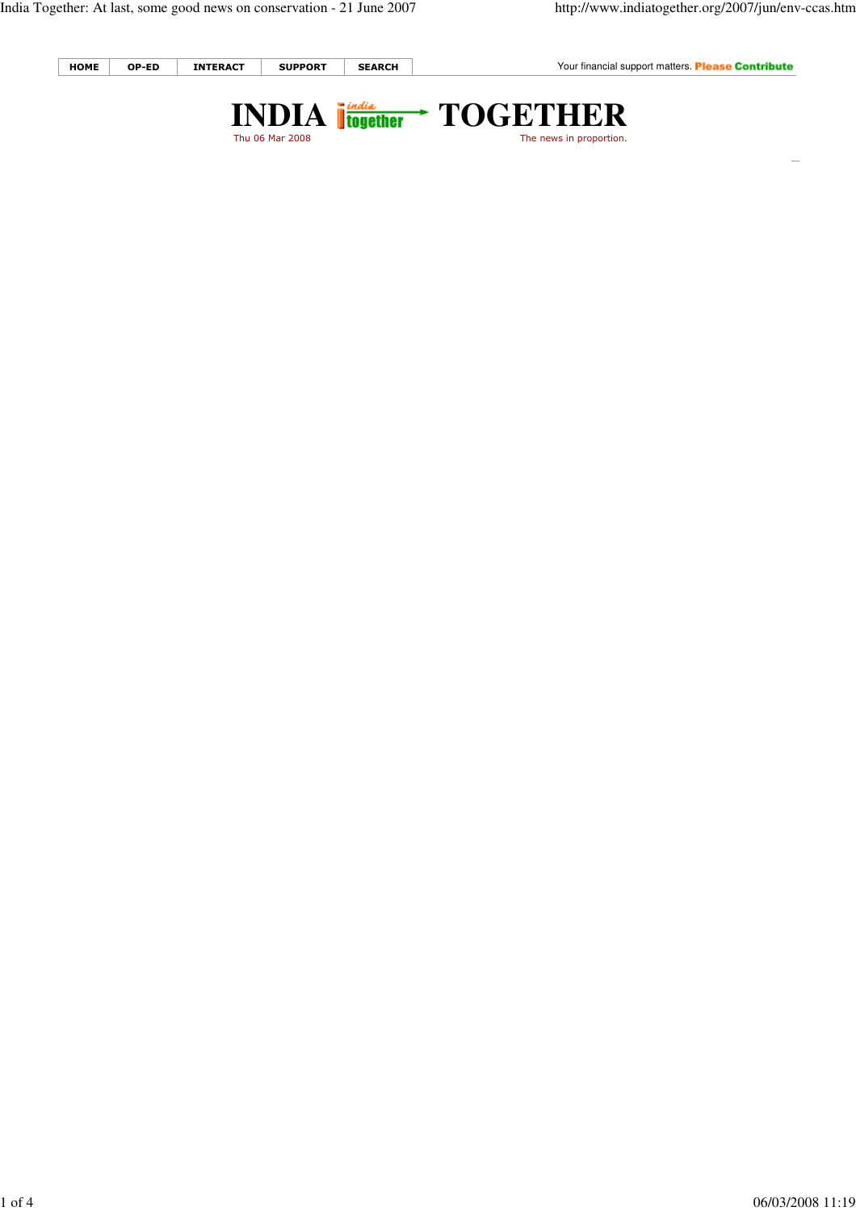HOME | OP-ED | INTERACT | SUPPORT | SEARCH

Your financial support matters. **Please Contribute**

# INDIA TOGETHER

Thu 06 Mar 2008

The news in proportion.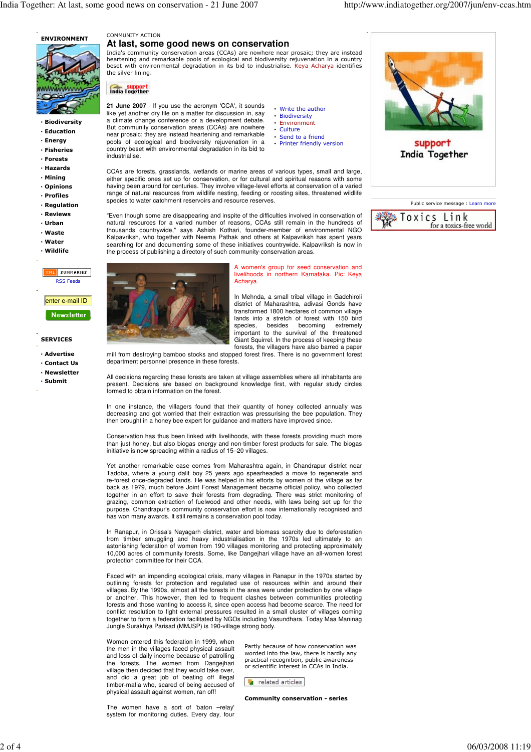COMMUNITY ACTION

# At last, some good news on conservation

India's community conservation areas (CCAs) are nowhere near prosaic; they are instead heartening and remarkable pools of ecological and biodiversity rejuvenation in a country beset with environmental degradation in its bid to industrialise. Keya Acharya identifies the silver lining.

**21 June 2007** - If you use the acronym 'CCA', it sounds like yet another dry file on a matter for discussion in, say a climate change conference or a development debate. But community conservation areas (CCAs) are nowhere near prosaic; they are instead heartening and remarkable pools of ecological and biodiversity rejuvenation in a country beset with environmental degradation in its bid to industrialise.

CCAs are forests, grasslands, wetlands or marine areas of various types, small and large, either specific ones set up for conservation, or for cultural and spiritual reasons with some having been around for centuries. They involve village-level efforts at conservation of a varied range of natural resources from wildlife nesting, feeding or roosting sites, threatened wildlife species to water catchment reservoirs and resource reserves.

"Even though some are disappearing and inspite of the difficulties involved in conservation of natural resources for a varied number of reasons, CCAs still remain in the hundreds of thousands countrywide," says Ashish Kothari, founder-member of environmental NGO Kalpavriksh, who together with Neema Pathak and others at Kalpavriksh has spent years searching for and documenting some of these initiatives countrywide. Kalpavriksh is now in the process of publishing a directory of such community-conservation areas.

A women's group for seed conservation and livelihoods in northern Karnataka. Pic: Keya Acharya.

In Mehnda, a small tribal village in Gadchiroli district of Maharashtra, adivasi Gonds have transformed 1800 hectares of common village lands into a stretch of forest with 150 bird species, besides becoming extremely important to the survival of the threatened Giant Squirrel. In the process of keeping these forests, the villagers have also barred a paper mill from destroying bamboo stocks and stopped forest fires. There is no government forest department personnel presence in these forests.

All decisions regarding these forests are taken at village assemblies where all inhabitants are present. Decisions are based on background knowledge first, with regular study circles formed to obtain information on the forest.

In one instance, the villagers found that their quantity of honey collected annually was decreasing and got worried that their extraction was pressurising the bee population. They then brought in a honey bee expert for guidance and matters have improved since.

Conservation has thus been linked with livelihoods, with these forests providing much more than just honey, but also biogas energy and non-timber forest products for sale. The biogas initiative is now spreading within a radius of 15–20 villages.

Yet another remarkable case comes from Maharashtra again, in Chandrapur district near Tadoba, where a young dalit boy 25 years ago spearheaded a move to regenerate and re-forest once-degraded lands. He was helped in his efforts by women of the village as far back as 1979, much before Joint Forest Management became official policy, who collected together in an effort to save their forests from degrading. There was strict monitoring of grazing, common extraction of fuelwood and other needs, with laws being set up for the purpose. Chandrapur's community conservation effort is now internationally recognised and has won many awards. It still remains a conservation pool today.

In Ranapur, in Orissa's Nayagarh district, water and biomass scarcity due to deforestation from timber smuggling and heavy industrialisation in the 1970s led ultimately to an astonishing federation of women from 190 villages monitoring and protecting approximately 10,000 acres of community forests. Some, like Dangejhari village have an all-women forest protection committee for their CCA.

Faced with an impending ecological crisis, many villages in Ranapur in the 1970s started by outlining forests for protection and regulated use of resources within and around their villages. By the 1990s, almost all the forests in the area were under protection by one village or another. This however, then led to frequent clashes between communities protecting forests and those wanting to access it, since open access had become scarce. The need for conflict resolution to fight external pressures resulted in a small cluster of villages coming together to form a federation facilitated by NGOs including Vasundhara. Today Maa Maninag Jungle Surakhya Parisad (MMJSP) is 190-village strong body.

Women entered this federation in 1999, when the men in the villages faced physical assault and loss of daily income because of patrolling the forests. The women from Dangejhari village then decided that they would take over, and did a great job of beating off illegal timber-mafia who, scared of being accused of physical assault against women, ran off!

The women have a sort of 'baton –relay' system for monitoring duties. Every day, four

Partly because of how conservation was worded into the law, there is hardly any practical recognition, public awareness or scientific interest in CCAs in India.

**Community conservation - series**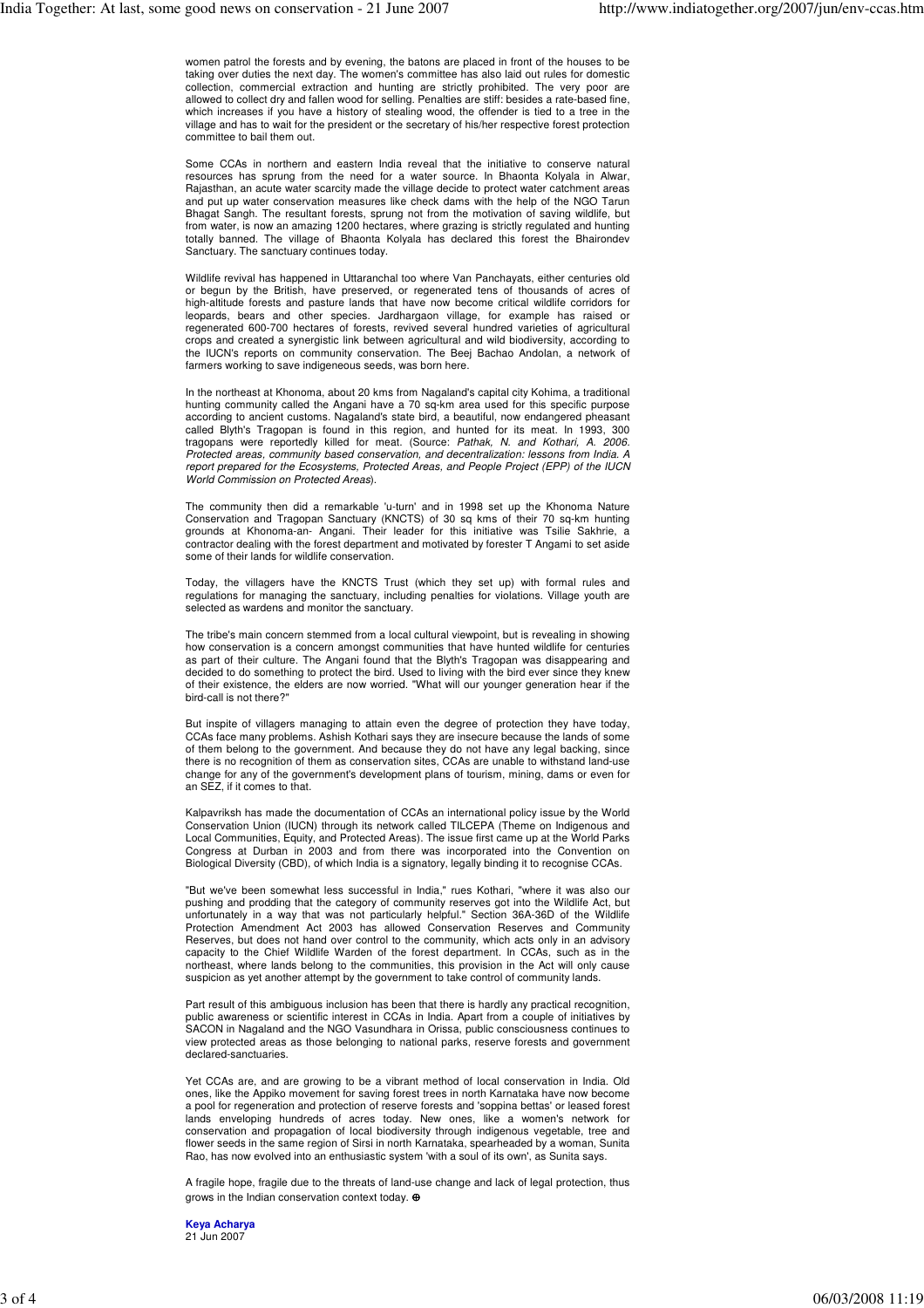women patrol the forests and by evening, the batons are placed in front of the houses to be taking over duties the next day. The women's committee has also laid out rules for domestic collection, commercial extraction and hunting are strictly prohibited. The very poor are allowed to collect dry and fallen wood for selling. Penalties are stiff: besides a rate-based fine, which increases if you have a history of stealing wood, the offender is tied to a tree in the village and has to wait for the president or the secretary of his/her respective forest protection committee to bail them out.

Some CCAs in northern and eastern India reveal that the initiative to conserve natural resources has sprung from the need for a water source. In Bhaonta Kolyala in Alwar, Rajasthan, an acute water scarcity made the village decide to protect water catchment areas and put up water conservation measures like check dams with the help of the NGO Tarun Bhagat Sangh. The resultant forests, sprung not from the motivation of saving wildlife, but from water, is now an amazing 1200 hectares, where grazing is strictly regulated and hunting totally banned. The village of Bhaonta Kolyala has declared this forest the Bhairondev Sanctuary. The sanctuary continues today.

Wildlife revival has happened in Uttaranchal too where Van Panchayats, either centuries old or begun by the British, have preserved, or regenerated tens of thousands of acres of high-altitude forests and pasture lands that have now become critical wildlife corridors for leopards, bears and other species. Jardhargaon village, for example has raised or regenerated 600-700 hectares of forests, revived several hundred varieties of agricultural crops and created a synergistic link between agricultural and wild biodiversity, according to the IUCN's reports on community conservation. The Beej Bachao Andolan, a network of farmers working to save indigeneous seeds, was born here.

In the northeast at Khonoma, about 20 kms from Nagaland's capital city Kohima, a traditional hunting community called the Angani have a 70 sq-km area used for this specific purpose according to ancient customs. Nagaland's state bird, a beautiful, now endangered pheasant called Blyth's Tragopan is found in this region, and hunted for its meat. In 1993, 300 tragopans were reportedly killed for meat. (Source: *Pathak, N. and Kothari, A. 2006. Protected areas, community based conservation, and decentralization: lessons from India. A report prepared for the Ecosystems, Protected Areas, and People Project (EPP) of the IUCN World Commission on Protected Areas*).

The community then did a remarkable 'u-turn' and in 1998 set up the Khonoma Nature Conservation and Tragopan Sanctuary (KNCTS) of 30 sq kms of their 70 sq-km hunting grounds at Khonoma-an- Angani. Their leader for this initiative was Tsilie Sakhrie, a contractor dealing with the forest department and motivated by forester T Angami to set aside some of their lands for wildlife conservation.

Today, the villagers have the KNCTS Trust (which they set up) with formal rules and regulations for managing the sanctuary, including penalties for violations. Village youth are selected as wardens and monitor the sanctuary.

The tribe's main concern stemmed from a local cultural viewpoint, but is revealing in showing how conservation is a concern amongst communities that have hunted wildlife for centuries as part of their culture. The Angani found that the Blyth's Tragopan was disappearing and decided to do something to protect the bird. Used to living with the bird ever since they knew of their existence, the elders are now worried. "What will our younger generation hear if the bird-call is not there?"

But inspite of villagers managing to attain even the degree of protection they have today, CCAs face many problems. Ashish Kothari says they are insecure because the lands of some of them belong to the government. And because they do not have any legal backing, since there is no recognition of them as conservation sites, CCAs are unable to withstand land-use change for any of the government's development plans of tourism, mining, dams or even for an SEZ, if it comes to that.

Kalpavriksh has made the documentation of CCAs an international policy issue by the World Conservation Union (IUCN) through its network called TILCEPA (Theme on Indigenous and Local Communities, Equity, and Protected Areas). The issue first came up at the World Parks Congress at Durban in 2003 and from there was incorporated into the Convention on Biological Diversity (CBD), of which India is a signatory, legally binding it to recognise CCAs.

"But we've been somewhat less successful in India," rues Kothari, "where it was also our pushing and prodding that the category of community reserves got into the Wildlife Act, but unfortunately in a way that was not particularly helpful." Section 36A-36D of the Wildlife Protection Amendment Act 2003 has allowed Conservation Reserves and Community Reserves, but does not hand over control to the community, which acts only in an advisory capacity to the Chief Wildlife Warden of the forest department. In CCAs, such as in the northeast, where lands belong to the communities, this provision in the Act will only cause suspicion as yet another attempt by the government to take control of community lands.

Part result of this ambiguous inclusion has been that there is hardly any practical recognition, public awareness or scientific interest in CCAs in India. Apart from a couple of initiatives by SACON in Nagaland and the NGO Vasundhara in Orissa, public consciousness continues to view protected areas as those belonging to national parks, reserve forests and government declared-sanctuaries.

Yet CCAs are, and are growing to be a vibrant method of local conservation in India. Old ones, like the Appiko movement for saving forest trees in north Karnataka have now become a pool for regeneration and protection of reserve forests and 'soppina bettas' or leased forest lands enveloping hundreds of acres today. New ones, like a women's network for conservation and propagation of local biodiversity through indigenous vegetable, tree and flower seeds in the same region of Sirsi in north Karnataka, spearheaded by a woman, Sunita Rao, has now evolved into an enthusiastic system 'with a soul of its own', as Sunita says.

A fragile hope, fragile due to the threats of land-use change and lack of legal protection, thus grows in the Indian conservation context today. ⊕

**Keya Acharya**
21 Jun 2007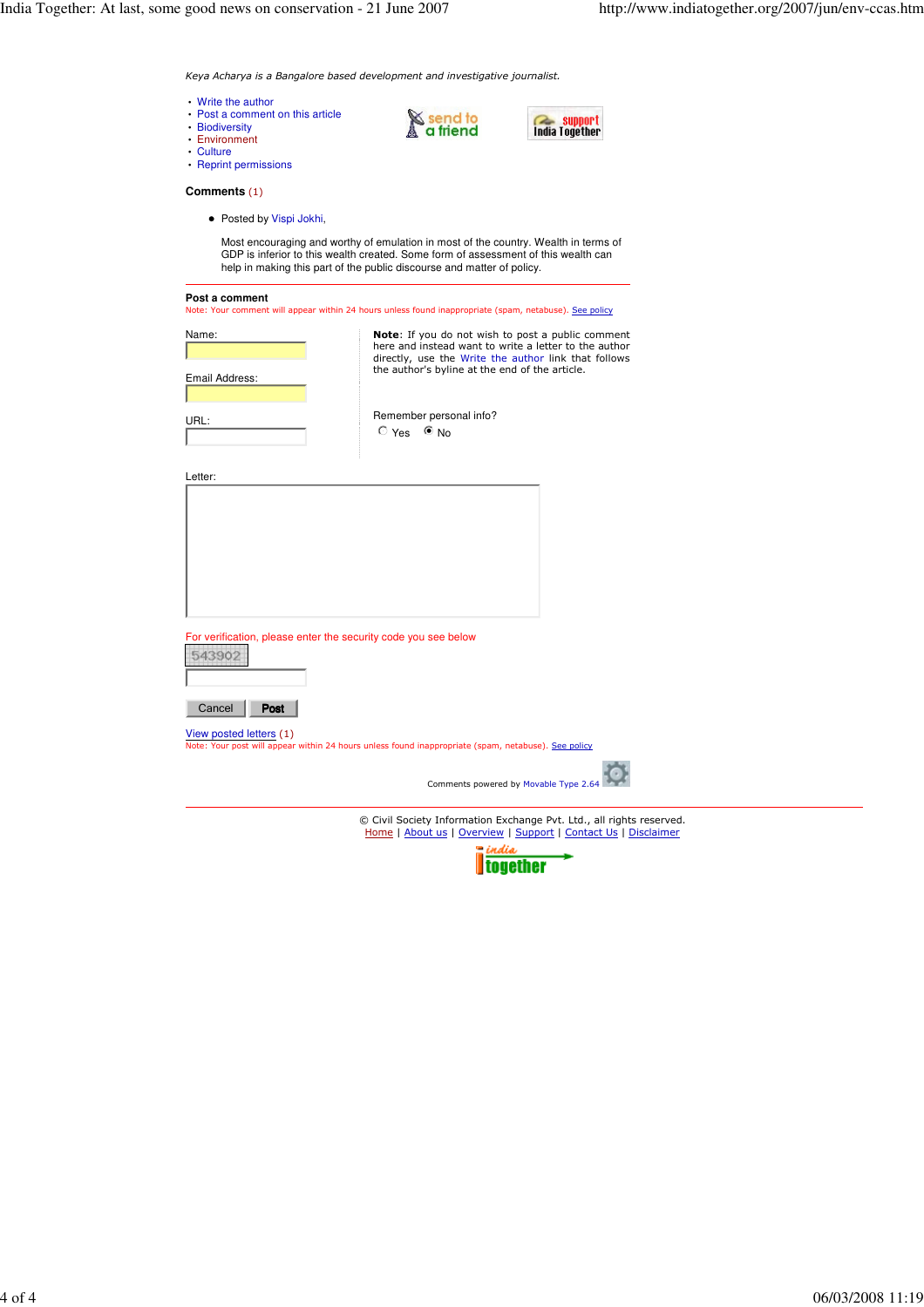*Keya Acharya is a Bangalore based development and investigative journalist.*

- Write the author
- Post a comment on this article
- Biodiversity
- Environment
- Culture
- Reprint permissions

send to a friend

support India Together

**Comments** (1)

- Posted by Vispi Jokhi,

  Most encouraging and worthy of emulation in most of the country. Wealth in terms of GDP is inferior to this wealth created. Some form of assessment of this wealth can help in making this part of the public discourse and matter of policy.

**Post a comment**

Note: Your comment will appear within 24 hours unless found inappropriate (spam, netabuse). See policy

Name:

Email Address:

URL:

**Note**: If you do not wish to post a public comment here and instead want to write a letter to the author directly, use the Write the author link that follows the author's byline at the end of the article.

Remember personal info?

Yes No

Letter:

For verification, please enter the security code you see below

543902

Cancel Post

View posted letters (1)

Note: Your post will appear within 24 hours unless found inappropriate (spam, netabuse). See policy

Comments powered by Movable Type 2.64

© Civil Society Information Exchange Pvt. Ltd., all rights reserved.

Home | About us | Overview | Support | Contact Us | Disclaimer

india together